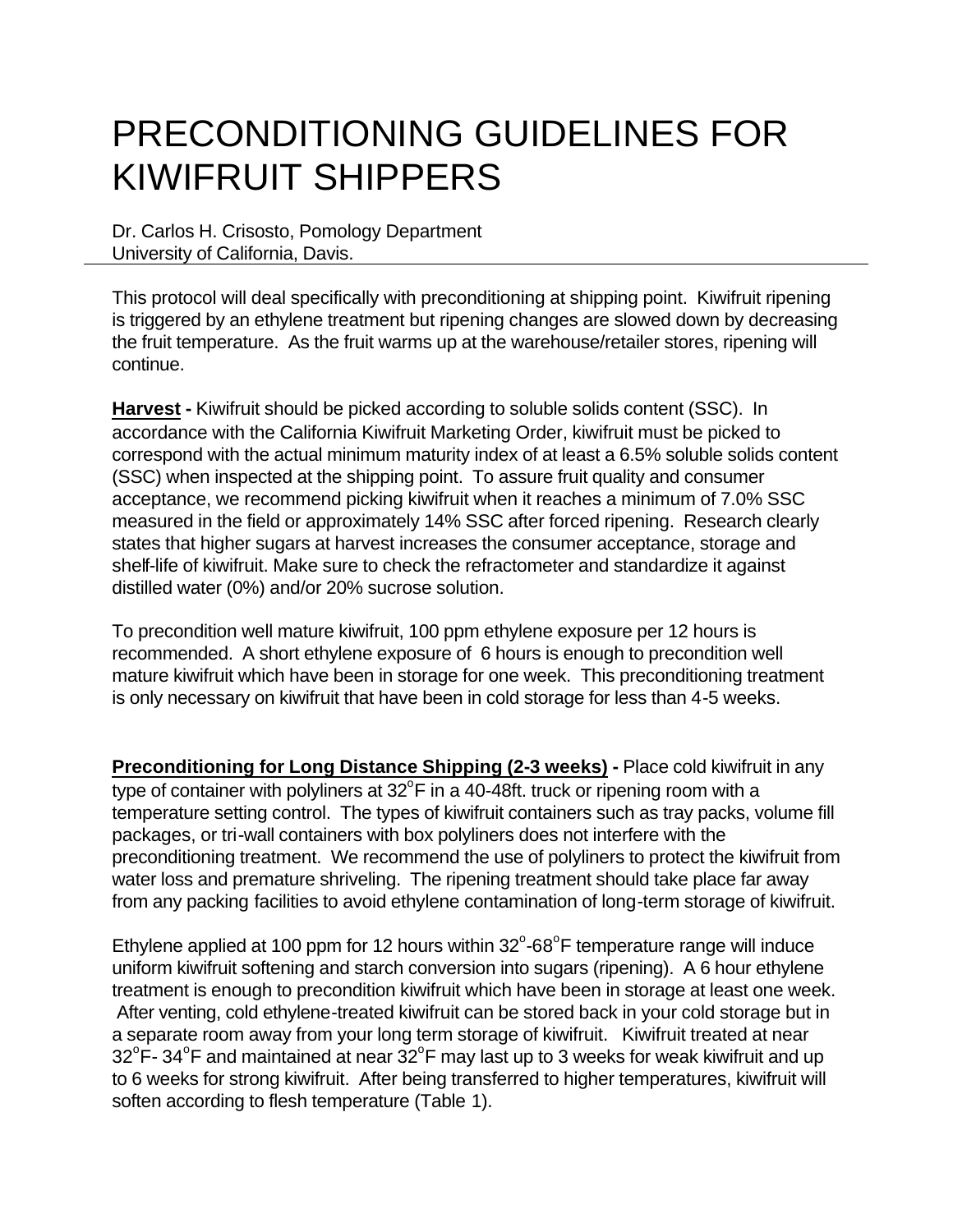# PRECONDITIONING GUIDELINES FOR KIWIFRUIT SHIPPERS

Dr. Carlos H. Crisosto, Pomology Department
University of California, Davis.

---

This protocol will deal specifically with preconditioning at shipping point. Kiwifruit ripening is triggered by an ethylene treatment but ripening changes are slowed down by decreasing the fruit temperature. As the fruit warms up at the warehouse/retailer stores, ripening will continue.

**Harvest -** Kiwifruit should be picked according to soluble solids content (SSC). In accordance with the California Kiwifruit Marketing Order, kiwifruit must be picked to correspond with the actual minimum maturity index of at least a 6.5% soluble solids content (SSC) when inspected at the shipping point. To assure fruit quality and consumer acceptance, we recommend picking kiwifruit when it reaches a minimum of 7.0% SSC measured in the field or approximately 14% SSC after forced ripening. Research clearly states that higher sugars at harvest increases the consumer acceptance, storage and shelf-life of kiwifruit. Make sure to check the refractometer and standardize it against distilled water (0%) and/or 20% sucrose solution.

To precondition well mature kiwifruit, 100 ppm ethylene exposure per 12 hours is recommended. A short ethylene exposure of 6 hours is enough to precondition well mature kiwifruit which have been in storage for one week. This preconditioning treatment is only necessary on kiwifruit that have been in cold storage for less than 4-5 weeks.

**Preconditioning for Long Distance Shipping (2-3 weeks) -** Place cold kiwifruit in any type of container with polyliners at 32°F in a 40-48ft. truck or ripening room with a temperature setting control. The types of kiwifruit containers such as tray packs, volume fill packages, or tri-wall containers with box polyliners does not interfere with the preconditioning treatment. We recommend the use of polyliners to protect the kiwifruit from water loss and premature shriveling. The ripening treatment should take place far away from any packing facilities to avoid ethylene contamination of long-term storage of kiwifruit.

Ethylene applied at 100 ppm for 12 hours within 32°-68°F temperature range will induce uniform kiwifruit softening and starch conversion into sugars (ripening). A 6 hour ethylene treatment is enough to precondition kiwifruit which have been in storage at least one week. After venting, cold ethylene-treated kiwifruit can be stored back in your cold storage but in a separate room away from your long term storage of kiwifruit. Kiwifruit treated at near 32°F- 34°F and maintained at near 32°F may last up to 3 weeks for weak kiwifruit and up to 6 weeks for strong kiwifruit. After being transferred to higher temperatures, kiwifruit will soften according to flesh temperature (Table 1).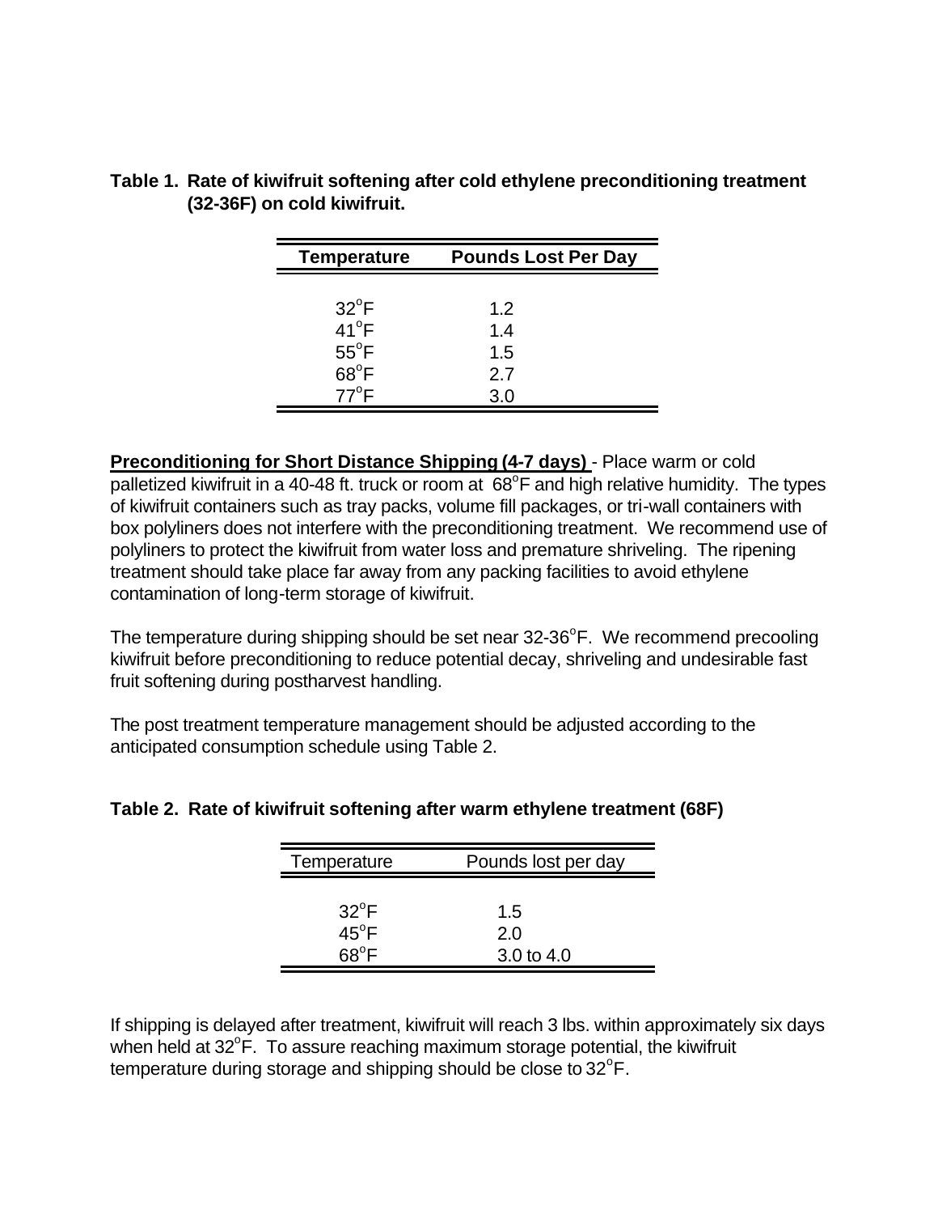**Table 1. Rate of kiwifruit softening after cold ethylene preconditioning treatment (32-36F) on cold kiwifruit.**

| Temperature | Pounds Lost Per Day |
|---|---|
| 32°F | 1.2 |
| 41°F | 1.4 |
| 55°F | 1.5 |
| 68°F | 2.7 |
| 77°F | 3.0 |

**<u>Preconditioning for Short Distance Shipping (4-7 days)</u>** - Place warm or cold palletized kiwifruit in a 40-48 ft. truck or room at 68°F and high relative humidity. The types of kiwifruit containers such as tray packs, volume fill packages, or tri-wall containers with box polyliners does not interfere with the preconditioning treatment. We recommend use of polyliners to protect the kiwifruit from water loss and premature shriveling. The ripening treatment should take place far away from any packing facilities to avoid ethylene contamination of long-term storage of kiwifruit.

The temperature during shipping should be set near 32-36°F. We recommend precooling kiwifruit before preconditioning to reduce potential decay, shriveling and undesirable fast fruit softening during postharvest handling.

The post treatment temperature management should be adjusted according to the anticipated consumption schedule using Table 2.

**Table 2. Rate of kiwifruit softening after warm ethylene treatment (68F)**

| Temperature | Pounds lost per day |
|---|---|
| 32°F | 1.5 |
| 45°F | 2.0 |
| 68°F | 3.0 to 4.0 |

If shipping is delayed after treatment, kiwifruit will reach 3 lbs. within approximately six days when held at 32°F. To assure reaching maximum storage potential, the kiwifruit temperature during storage and shipping should be close to 32°F.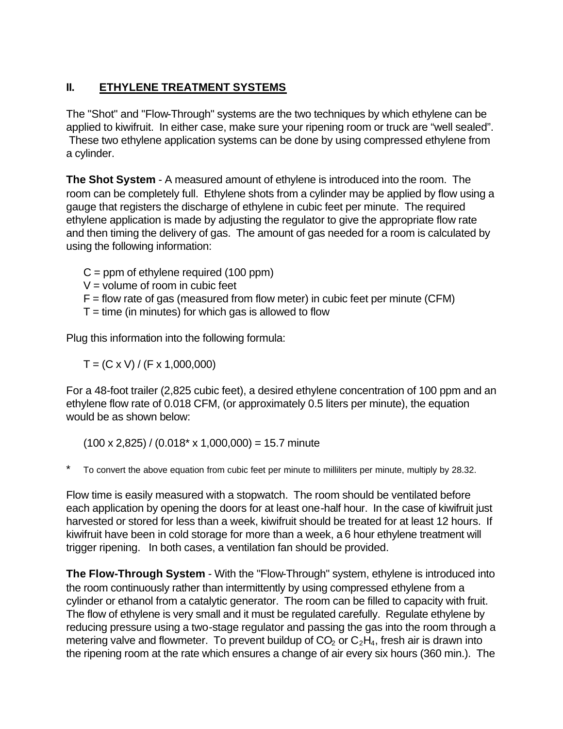## II. ETHYLENE TREATMENT SYSTEMS

The "Shot" and "Flow-Through" systems are the two techniques by which ethylene can be applied to kiwifruit. In either case, make sure your ripening room or truck are "well sealed". These two ethylene application systems can be done by using compressed ethylene from a cylinder.

**The Shot System** - A measured amount of ethylene is introduced into the room. The room can be completely full. Ethylene shots from a cylinder may be applied by flow using a gauge that registers the discharge of ethylene in cubic feet per minute. The required ethylene application is made by adjusting the regulator to give the appropriate flow rate and then timing the delivery of gas. The amount of gas needed for a room is calculated by using the following information:

- C = ppm of ethylene required (100 ppm)
- V = volume of room in cubic feet
- F = flow rate of gas (measured from flow meter) in cubic feet per minute (CFM)
- T = time (in minutes) for which gas is allowed to flow

Plug this information into the following formula:

$$T = (C \times V) / (F \times 1{,}000{,}000)$$

For a 48-foot trailer (2,825 cubic feet), a desired ethylene concentration of 100 ppm and an ethylene flow rate of 0.018 CFM, (or approximately 0.5 liters per minute), the equation would be as shown below:

$$(100 \times 2{,}825) / (0.018^{*} \times 1{,}000{,}000) = 15.7 \text{ minute}$$

\* To convert the above equation from cubic feet per minute to milliliters per minute, multiply by 28.32.

Flow time is easily measured with a stopwatch. The room should be ventilated before each application by opening the doors for at least one-half hour. In the case of kiwifruit just harvested or stored for less than a week, kiwifruit should be treated for at least 12 hours. If kiwifruit have been in cold storage for more than a week, a 6 hour ethylene treatment will trigger ripening. In both cases, a ventilation fan should be provided.

**The Flow-Through System** - With the "Flow-Through" system, ethylene is introduced into the room continuously rather than intermittently by using compressed ethylene from a cylinder or ethanol from a catalytic generator. The room can be filled to capacity with fruit. The flow of ethylene is very small and it must be regulated carefully. Regulate ethylene by reducing pressure using a two-stage regulator and passing the gas into the room through a metering valve and flowmeter. To prevent buildup of $CO_2$ or $C_2H_4$, fresh air is drawn into the ripening room at the rate which ensures a change of air every six hours (360 min.). The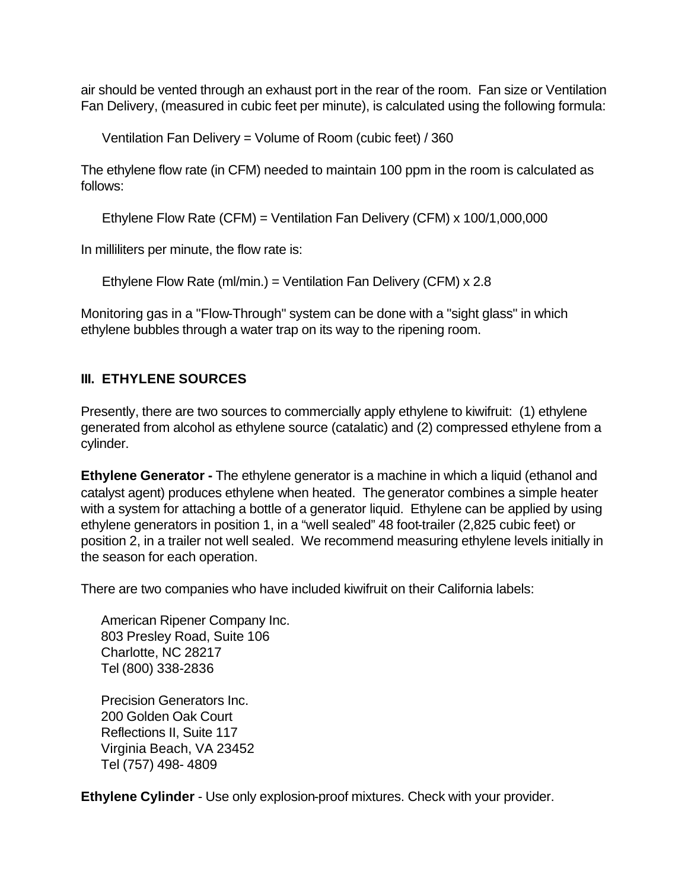air should be vented through an exhaust port in the rear of the room. Fan size or Ventilation Fan Delivery, (measured in cubic feet per minute), is calculated using the following formula:

Ventilation Fan Delivery = Volume of Room (cubic feet) / 360

The ethylene flow rate (in CFM) needed to maintain 100 ppm in the room is calculated as follows:

Ethylene Flow Rate (CFM) = Ventilation Fan Delivery (CFM) x 100/1,000,000

In milliliters per minute, the flow rate is:

Ethylene Flow Rate (ml/min.) = Ventilation Fan Delivery (CFM) x 2.8

Monitoring gas in a "Flow-Through" system can be done with a "sight glass" in which ethylene bubbles through a water trap on its way to the ripening room.

## III. ETHYLENE SOURCES

Presently, there are two sources to commercially apply ethylene to kiwifruit: (1) ethylene generated from alcohol as ethylene source (catalatic) and (2) compressed ethylene from a cylinder.

**Ethylene Generator -** The ethylene generator is a machine in which a liquid (ethanol and catalyst agent) produces ethylene when heated. The generator combines a simple heater with a system for attaching a bottle of a generator liquid. Ethylene can be applied by using ethylene generators in position 1, in a “well sealed” 48 foot-trailer (2,825 cubic feet) or position 2, in a trailer not well sealed. We recommend measuring ethylene levels initially in the season for each operation.

There are two companies who have included kiwifruit on their California labels:

American Ripener Company Inc.
803 Presley Road, Suite 106
Charlotte, NC 28217
Tel (800) 338-2836

Precision Generators Inc.
200 Golden Oak Court
Reflections II, Suite 117
Virginia Beach, VA 23452
Tel (757) 498- 4809

**Ethylene Cylinder** - Use only explosion-proof mixtures. Check with your provider.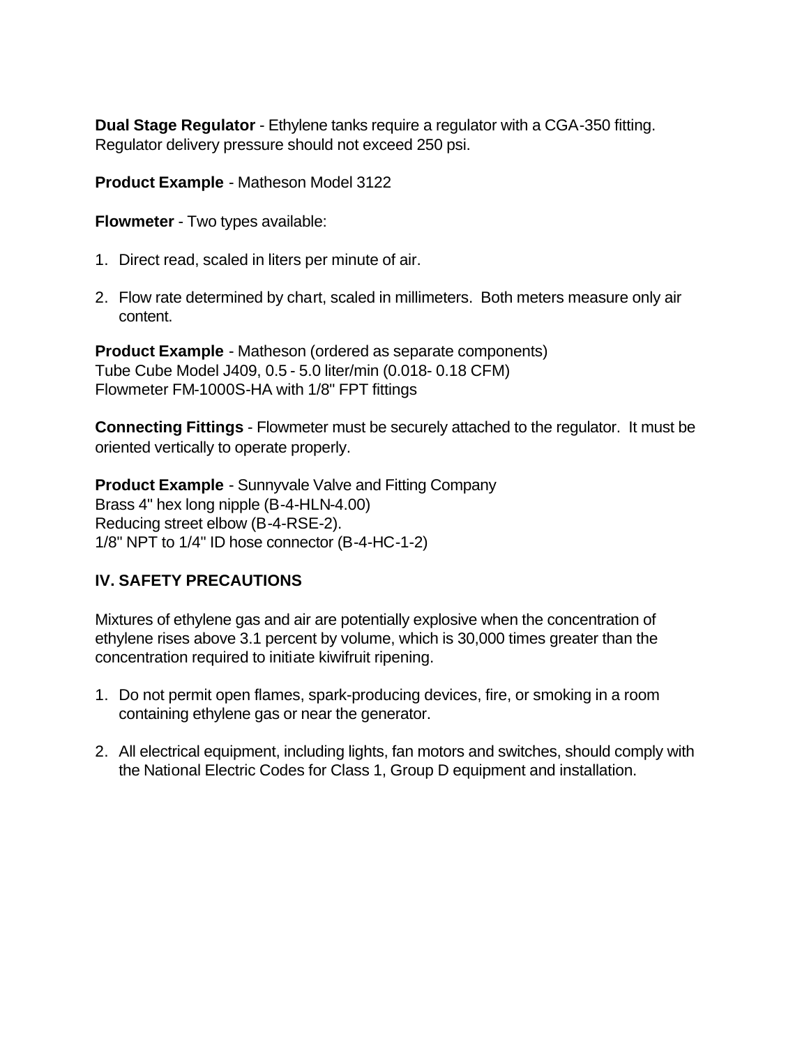**Dual Stage Regulator** - Ethylene tanks require a regulator with a CGA-350 fitting. Regulator delivery pressure should not exceed 250 psi.

**Product Example** - Matheson Model 3122

**Flowmeter** - Two types available:

1. Direct read, scaled in liters per minute of air.
2. Flow rate determined by chart, scaled in millimeters. Both meters measure only air content.

**Product Example** - Matheson (ordered as separate components)
Tube Cube Model J409, 0.5 - 5.0 liter/min (0.018- 0.18 CFM)
Flowmeter FM-1000S-HA with 1/8" FPT fittings

**Connecting Fittings** - Flowmeter must be securely attached to the regulator. It must be oriented vertically to operate properly.

**Product Example** - Sunnyvale Valve and Fitting Company
Brass 4" hex long nipple (B-4-HLN-4.00)
Reducing street elbow (B-4-RSE-2).
1/8" NPT to 1/4" ID hose connector (B-4-HC-1-2)

## IV. SAFETY PRECAUTIONS

Mixtures of ethylene gas and air are potentially explosive when the concentration of ethylene rises above 3.1 percent by volume, which is 30,000 times greater than the concentration required to initiate kiwifruit ripening.

1. Do not permit open flames, spark-producing devices, fire, or smoking in a room containing ethylene gas or near the generator.
2. All electrical equipment, including lights, fan motors and switches, should comply with the National Electric Codes for Class 1, Group D equipment and installation.